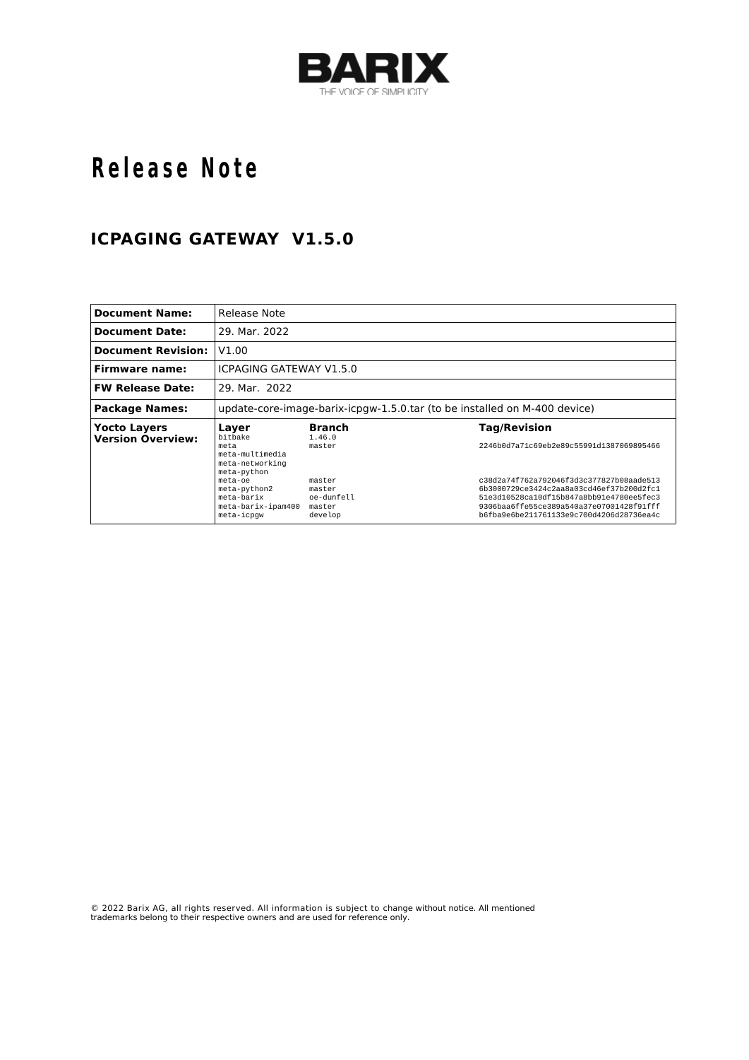BARIX
THE VOICE OF SIMPLICITY

# Release Note

## ICPAGING GATEWAY V1.5.0

| | |
|---|---|
| **Document Name:** | Release Note |
| **Document Date:** | 29. Mar. 2022 |
| **Document Revision:** | V1.00 |
| **Firmware name:** | ICPAGING GATEWAY V1.5.0 |
| **FW Release Date:** | 29. Mar. 2022 |
| **Package Names:** | update-core-image-barix-icpgw-1.5.0.tar (to be installed on M-400 device) |
| **Yocto Layers Version Overview:** | see below |

| Layer | Branch | Tag/Revision |
|---|---|---|
| bitbake | 1.46.0 | |
| meta<br>meta-multimedia<br>meta-networking<br>meta-python | master | 2246b0d7a71c69eb2e89c55991d1387069895466 |
| meta-oe | master | c38d2a74f762a792046f3d3c377827b08aade513 |
| meta-python2 | master | 6b3000729ce3424c2aa8a03cd46ef37b200d2fc1 |
| meta-barix | oe-dunfell | 51e3d10528ca10df15b847a8bb91e4780ee5fec3 |
| meta-barix-ipam400 | master | 9306baa6ffe55ce389a540a37e07001428f91fff |
| meta-icpgw | develop | b6fba9e6be211761133e9c700d4206d28736ea4c |

© 2022 Barix AG, all rights reserved. All information is subject to change without notice. All mentioned trademarks belong to their respective owners and are used for reference only.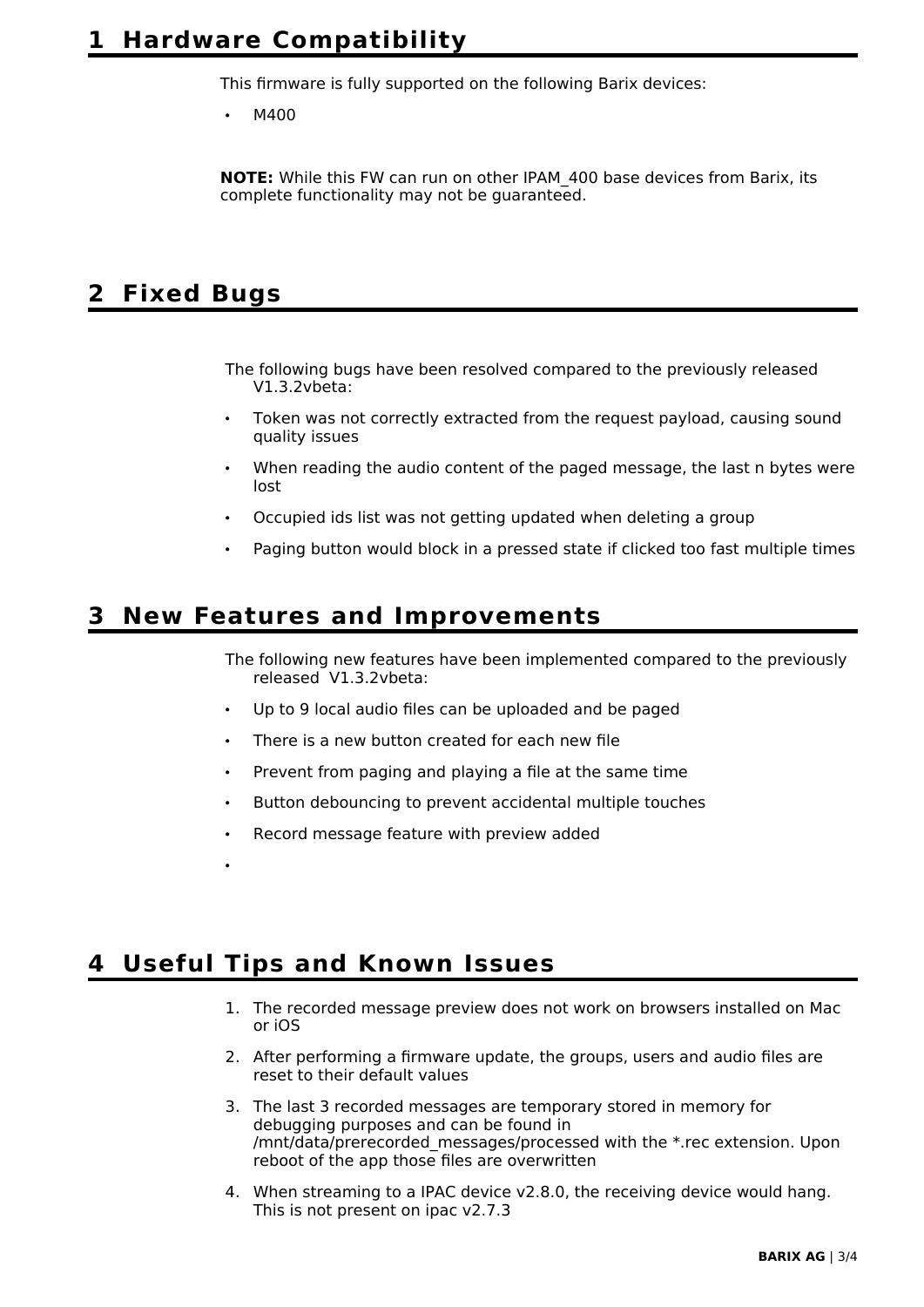# 1 Hardware Compatibility

This firmware is fully supported on the following Barix devices:

- M400

**NOTE:** While this FW can run on other IPAM_400 base devices from Barix, its complete functionality may not be guaranteed.

# 2 Fixed Bugs

The following bugs have been resolved compared to the previously released V1.3.2vbeta:

- Token was not correctly extracted from the request payload, causing sound quality issues
- When reading the audio content of the paged message, the last n bytes were lost
- Occupied ids list was not getting updated when deleting a group
- Paging button would block in a pressed state if clicked too fast multiple times

# 3 New Features and Improvements

The following new features have been implemented compared to the previously released V1.3.2vbeta:

- Up to 9 local audio files can be uploaded and be paged
- There is a new button created for each new file
- Prevent from paging and playing a file at the same time
- Button debouncing to prevent accidental multiple touches
- Record message feature with preview added
- 

# 4 Useful Tips and Known Issues

1. The recorded message preview does not work on browsers installed on Mac or iOS
2. After performing a firmware update, the groups, users and audio files are reset to their default values
3. The last 3 recorded messages are temporary stored in memory for debugging purposes and can be found in /mnt/data/prerecorded_messages/processed with the *.rec extension. Upon reboot of the app those files are overwritten
4. When streaming to a IPAC device v2.8.0, the receiving device would hang. This is not present on ipac v2.7.3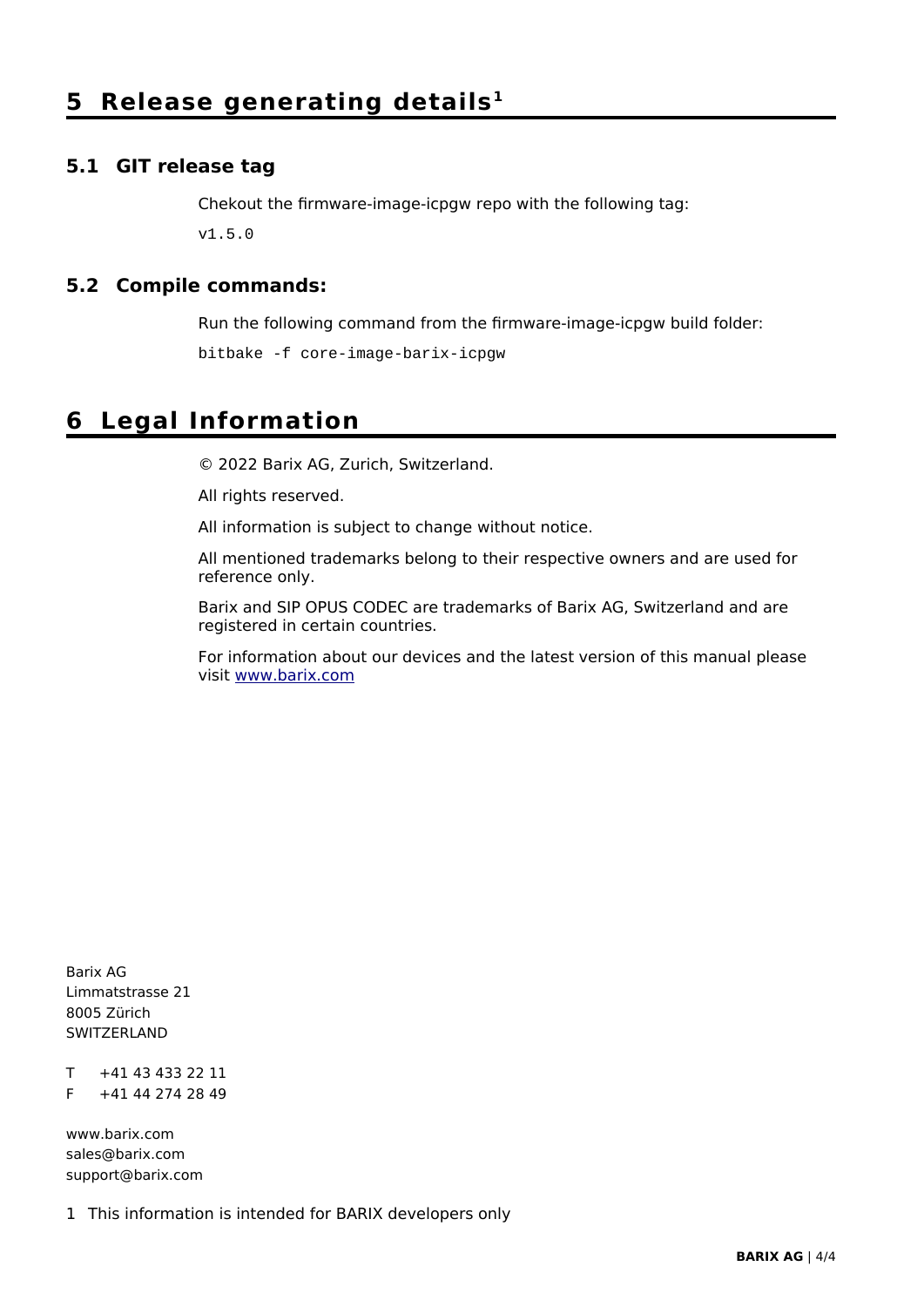# 5 Release generating details[1]

## 5.1 GIT release tag

Chekout the firmware-image-icpgw repo with the following tag:

```
v1.5.0
```

## 5.2 Compile commands:

Run the following command from the firmware-image-icpgw build folder:

```
bitbake -f core-image-barix-icpgw
```

# 6 Legal Information

© 2022 Barix AG, Zurich, Switzerland.

All rights reserved.

All information is subject to change without notice.

All mentioned trademarks belong to their respective owners and are used for reference only.

Barix and SIP OPUS CODEC are trademarks of Barix AG, Switzerland and are registered in certain countries.

For information about our devices and the latest version of this manual please visit [www.barix.com](www.barix.com)

Barix AG
Limmatstrasse 21
8005 Zürich
SWITZERLAND

T +41 43 433 22 11
F +41 44 274 28 49

www.barix.com
sales@barix.com
support@barix.com

1 This information is intended for BARIX developers only